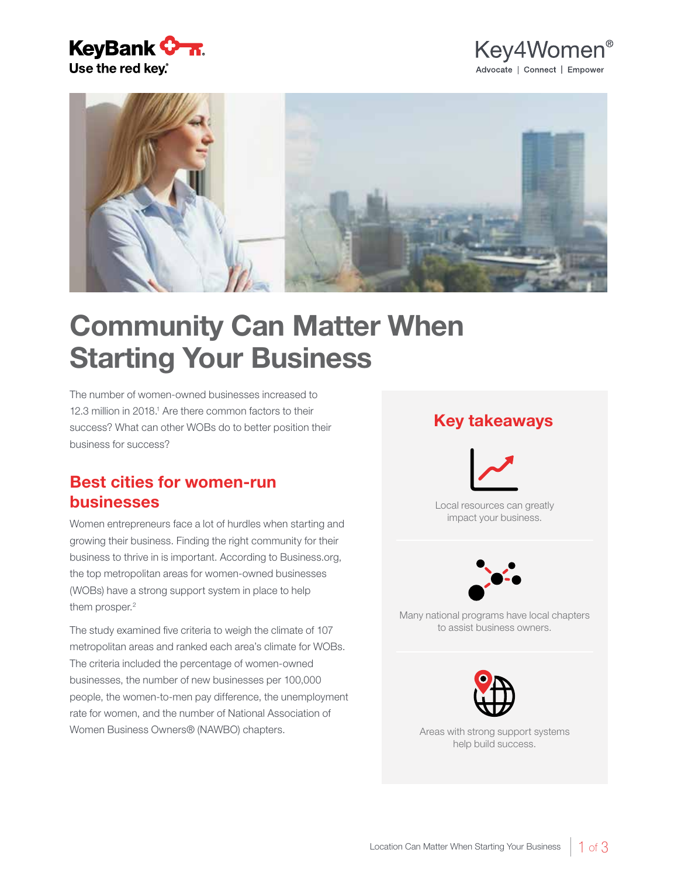KeyBank
Use the red key.

Key4Women®
Advocate | Connect | Empower

# Community Can Matter When Starting Your Business

The number of women-owned businesses increased to 12.3 million in 2018.[1] Are there common factors to their success? What can other WOBs do to better position their business for success?

## Best cities for women-run businesses

Women entrepreneurs face a lot of hurdles when starting and growing their business. Finding the right community for their business to thrive in is important. According to Business.org, the top metropolitan areas for women-owned businesses (WOBs) have a strong support system in place to help them prosper.[2]

The study examined five criteria to weigh the climate of 107 metropolitan areas and ranked each area's climate for WOBs. The criteria included the percentage of women-owned businesses, the number of new businesses per 100,000 people, the women-to-men pay difference, the unemployment rate for women, and the number of National Association of Women Business Owners® (NAWBO) chapters.

## Key takeaways

Local resources can greatly impact your business.

Many national programs have local chapters to assist business owners.

Areas with strong support systems help build success.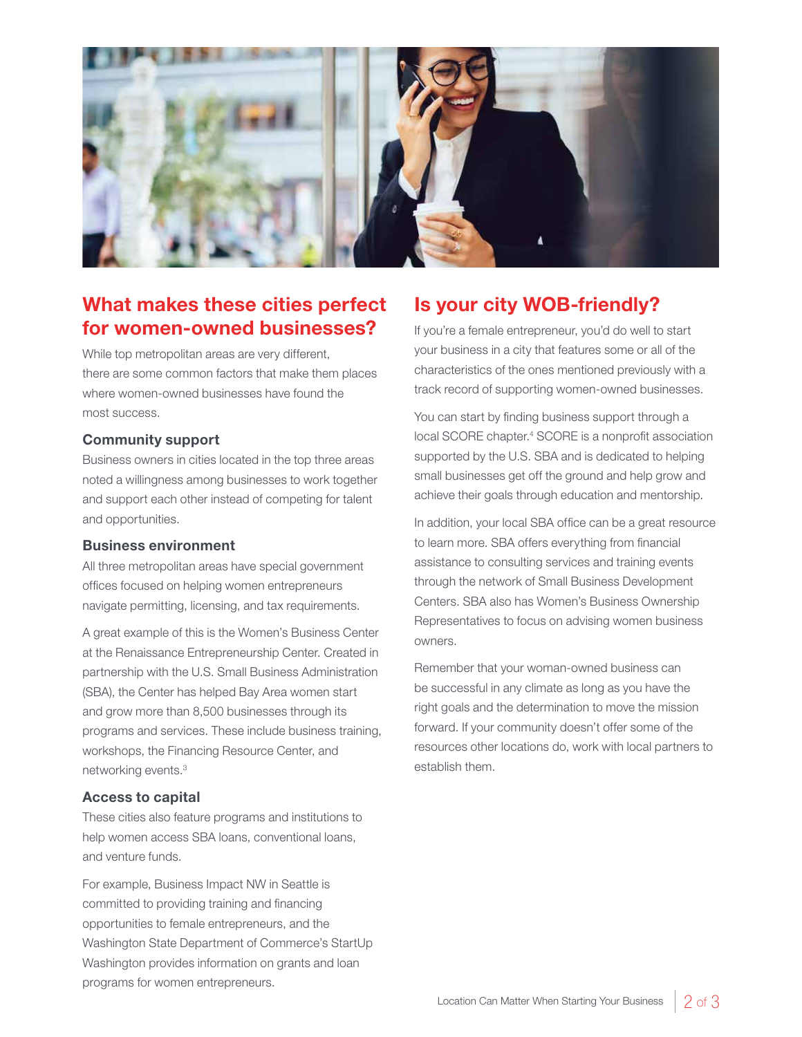## What makes these cities perfect for women-owned businesses?

While top metropolitan areas are very different, there are some common factors that make them places where women-owned businesses have found the most success.

### Community support

Business owners in cities located in the top three areas noted a willingness among businesses to work together and support each other instead of competing for talent and opportunities.

### Business environment

All three metropolitan areas have special government offices focused on helping women entrepreneurs navigate permitting, licensing, and tax requirements.

A great example of this is the Women's Business Center at the Renaissance Entrepreneurship Center. Created in partnership with the U.S. Small Business Administration (SBA), the Center has helped Bay Area women start and grow more than 8,500 businesses through its programs and services. These include business training, workshops, the Financing Resource Center, and networking events.[3]

### Access to capital

These cities also feature programs and institutions to help women access SBA loans, conventional loans, and venture funds.

For example, Business Impact NW in Seattle is committed to providing training and financing opportunities to female entrepreneurs, and the Washington State Department of Commerce's StartUp Washington provides information on grants and loan programs for women entrepreneurs.

## Is your city WOB-friendly?

If you're a female entrepreneur, you'd do well to start your business in a city that features some or all of the characteristics of the ones mentioned previously with a track record of supporting women-owned businesses.

You can start by finding business support through a local SCORE chapter.[4] SCORE is a nonprofit association supported by the U.S. SBA and is dedicated to helping small businesses get off the ground and help grow and achieve their goals through education and mentorship.

In addition, your local SBA office can be a great resource to learn more. SBA offers everything from financial assistance to consulting services and training events through the network of Small Business Development Centers. SBA also has Women's Business Ownership Representatives to focus on advising women business owners.

Remember that your woman-owned business can be successful in any climate as long as you have the right goals and the determination to move the mission forward. If your community doesn't offer some of the resources other locations do, work with local partners to establish them.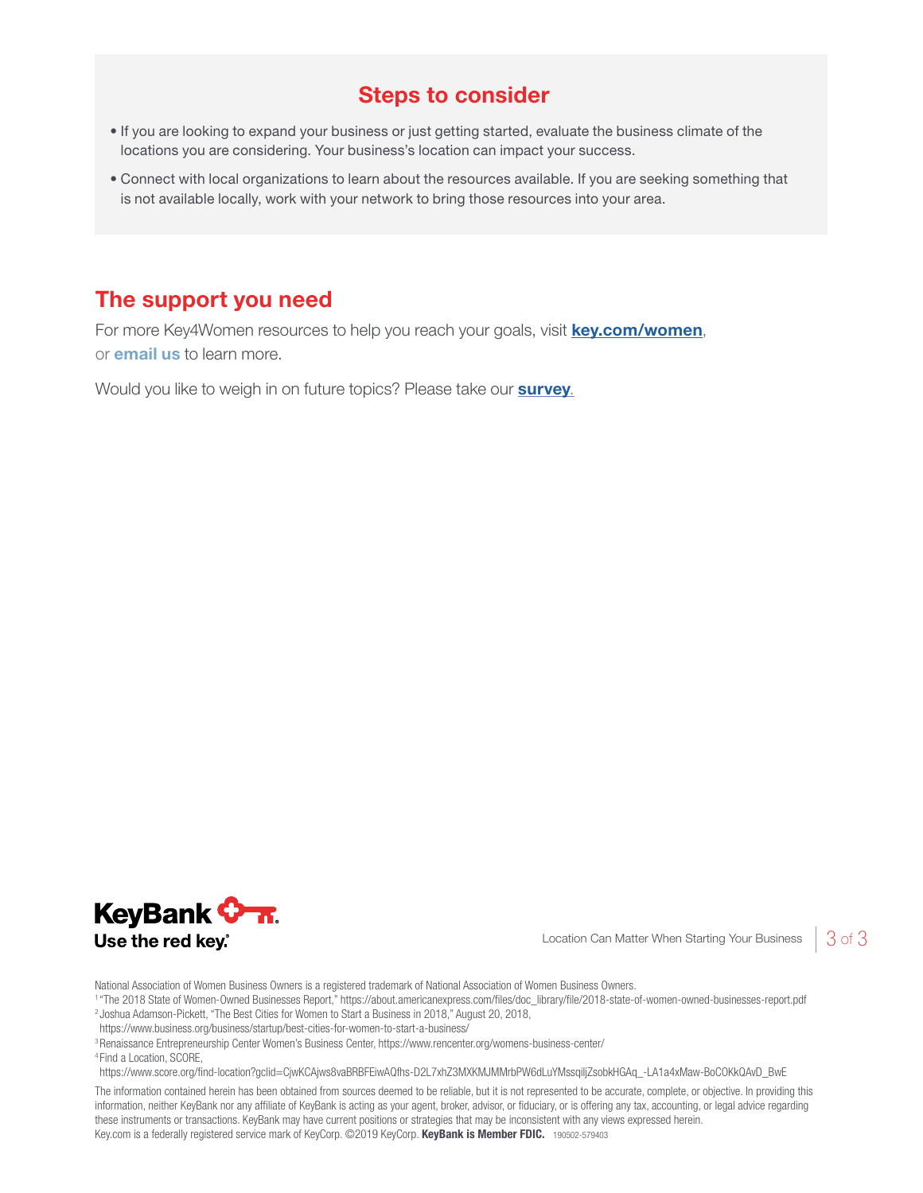## Steps to consider

- If you are looking to expand your business or just getting started, evaluate the business climate of the locations you are considering. Your business's location can impact your success.
- Connect with local organizations to learn about the resources available. If you are seeking something that is not available locally, work with your network to bring those resources into your area.

## The support you need

For more Key4Women resources to help you reach your goals, visit **key.com/women**, or **email us** to learn more.

Would you like to weigh in on future topics? Please take our **survey**.

KeyBank
Use the red key.

National Association of Women Business Owners is a registered trademark of National Association of Women Business Owners.

[1] "The 2018 State of Women-Owned Businesses Report," https://about.americanexpress.com/files/doc_library/file/2018-state-of-women-owned-businesses-report.pdf

[2] Joshua Adamson-Pickett, "The Best Cities for Women to Start a Business in 2018," August 20, 2018, https://www.business.org/business/startup/best-cities-for-women-to-start-a-business/

[3] Renaissance Entrepreneurship Center Women's Business Center, https://www.rencenter.org/womens-business-center/

[4] Find a Location, SCORE, https://www.score.org/find-location?gclid=CjwKCAjws8vaBRBFEiwAQfhs-D2L7xhZ3MXKMJMMrbPW6dLuYMssqiljZsobkHGAq_-LA1a4xMaw-BoCOKkQAvD_BwE

The information contained herein has been obtained from sources deemed to be reliable, but it is not represented to be accurate, complete, or objective. In providing this information, neither KeyBank nor any affiliate of KeyBank is acting as your agent, broker, advisor, or fiduciary, or is offering any tax, accounting, or legal advice regarding these instruments or transactions. KeyBank may have current positions or strategies that may be inconsistent with any views expressed herein.

Key.com is a federally registered service mark of KeyCorp. ©2019 KeyCorp. **KeyBank is Member FDIC.** 190502-579403